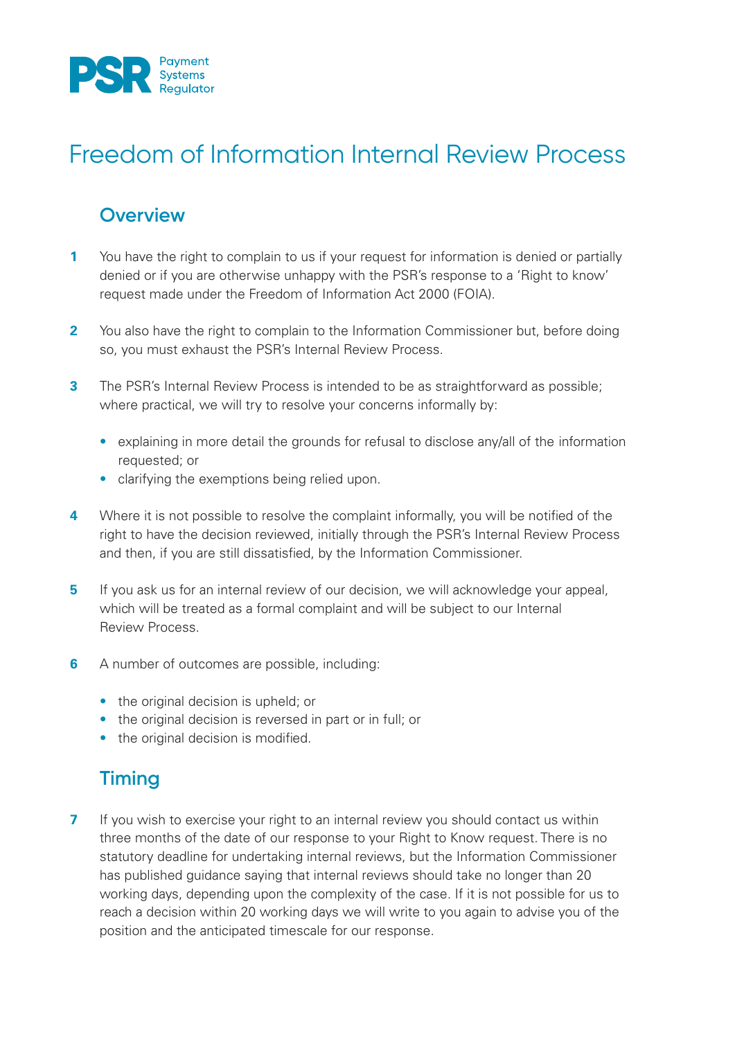PSR Payment Systems Regulator

# Freedom of Information Internal Review Process

## Overview

1. You have the right to complain to us if your request for information is denied or partially denied or if you are otherwise unhappy with the PSR's response to a 'Right to know' request made under the Freedom of Information Act 2000 (FOIA).

2. You also have the right to complain to the Information Commissioner but, before doing so, you must exhaust the PSR's Internal Review Process.

3. The PSR's Internal Review Process is intended to be as straightforward as possible; where practical, we will try to resolve your concerns informally by:

   - explaining in more detail the grounds for refusal to disclose any/all of the information requested; or
   - clarifying the exemptions being relied upon.

4. Where it is not possible to resolve the complaint informally, you will be notified of the right to have the decision reviewed, initially through the PSR's Internal Review Process and then, if you are still dissatisfied, by the Information Commissioner.

5. If you ask us for an internal review of our decision, we will acknowledge your appeal, which will be treated as a formal complaint and will be subject to our Internal Review Process.

6. A number of outcomes are possible, including:

   - the original decision is upheld; or
   - the original decision is reversed in part or in full; or
   - the original decision is modified.

## Timing

7. If you wish to exercise your right to an internal review you should contact us within three months of the date of our response to your Right to Know request. There is no statutory deadline for undertaking internal reviews, but the Information Commissioner has published guidance saying that internal reviews should take no longer than 20 working days, depending upon the complexity of the case. If it is not possible for us to reach a decision within 20 working days we will write to you again to advise you of the position and the anticipated timescale for our response.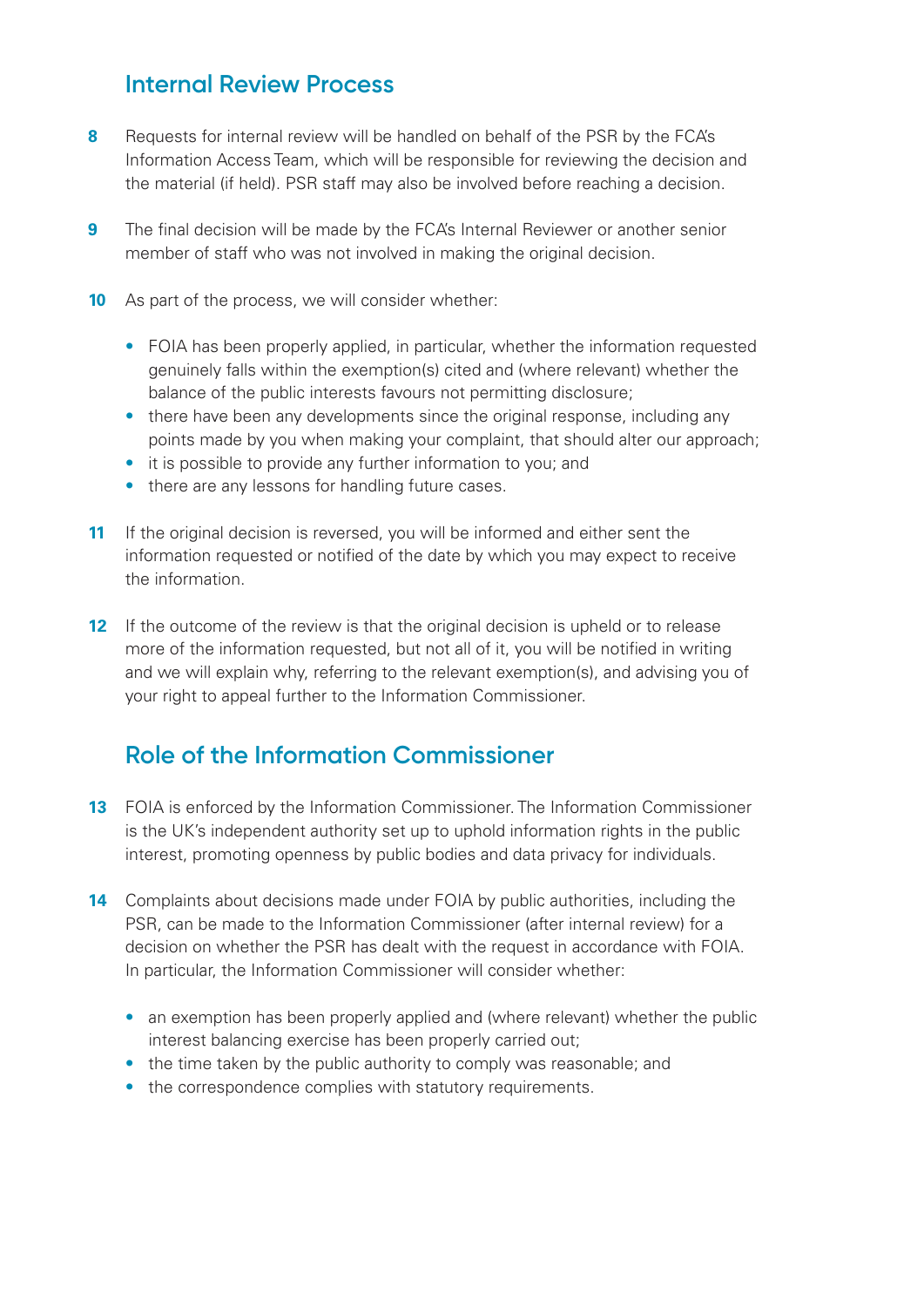## Internal Review Process

**8** Requests for internal review will be handled on behalf of the PSR by the FCA's Information Access Team, which will be responsible for reviewing the decision and the material (if held). PSR staff may also be involved before reaching a decision.

**9** The final decision will be made by the FCA's Internal Reviewer or another senior member of staff who was not involved in making the original decision.

**10** As part of the process, we will consider whether:

- FOIA has been properly applied, in particular, whether the information requested genuinely falls within the exemption(s) cited and (where relevant) whether the balance of the public interests favours not permitting disclosure;
- there have been any developments since the original response, including any points made by you when making your complaint, that should alter our approach;
- it is possible to provide any further information to you; and
- there are any lessons for handling future cases.

**11** If the original decision is reversed, you will be informed and either sent the information requested or notified of the date by which you may expect to receive the information.

**12** If the outcome of the review is that the original decision is upheld or to release more of the information requested, but not all of it, you will be notified in writing and we will explain why, referring to the relevant exemption(s), and advising you of your right to appeal further to the Information Commissioner.

## Role of the Information Commissioner

**13** FOIA is enforced by the Information Commissioner. The Information Commissioner is the UK's independent authority set up to uphold information rights in the public interest, promoting openness by public bodies and data privacy for individuals.

**14** Complaints about decisions made under FOIA by public authorities, including the PSR, can be made to the Information Commissioner (after internal review) for a decision on whether the PSR has dealt with the request in accordance with FOIA. In particular, the Information Commissioner will consider whether:

- an exemption has been properly applied and (where relevant) whether the public interest balancing exercise has been properly carried out;
- the time taken by the public authority to comply was reasonable; and
- the correspondence complies with statutory requirements.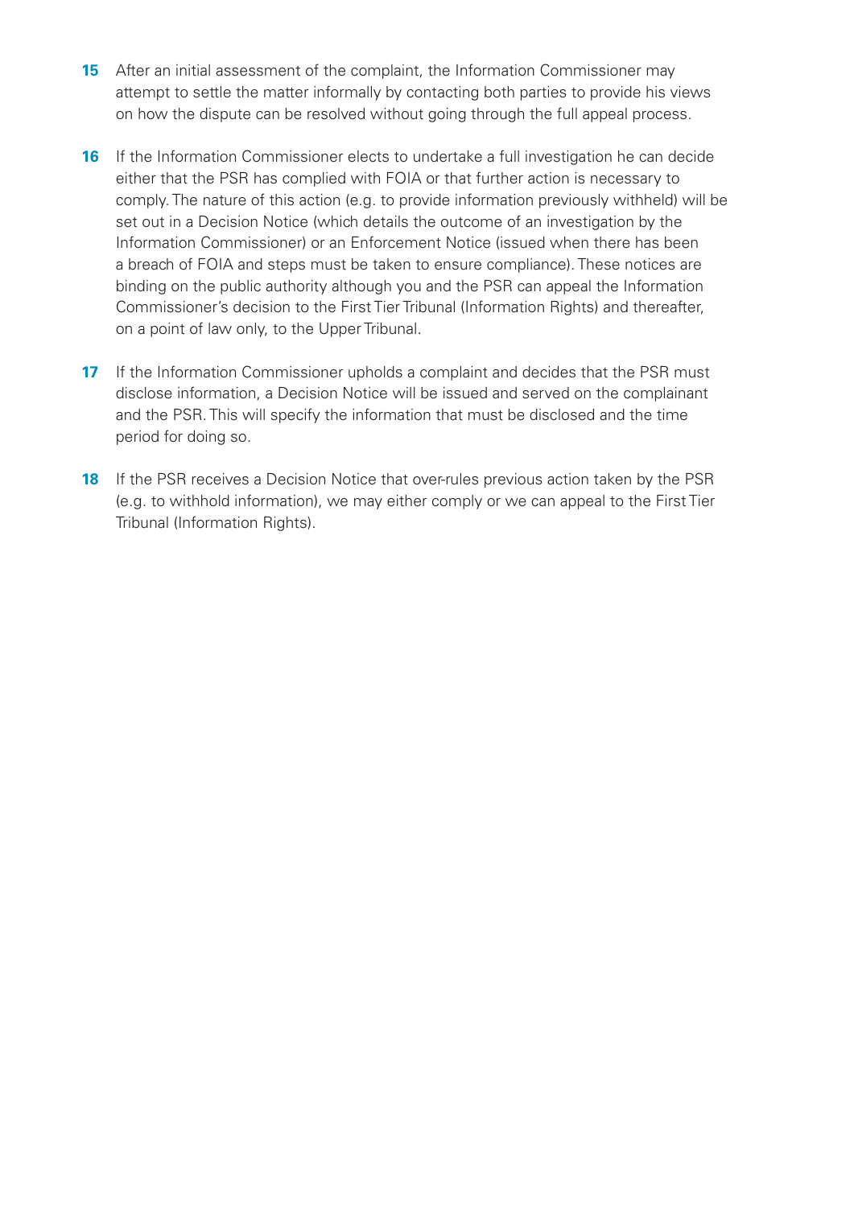**15** After an initial assessment of the complaint, the Information Commissioner may attempt to settle the matter informally by contacting both parties to provide his views on how the dispute can be resolved without going through the full appeal process.

**16** If the Information Commissioner elects to undertake a full investigation he can decide either that the PSR has complied with FOIA or that further action is necessary to comply. The nature of this action (e.g. to provide information previously withheld) will be set out in a Decision Notice (which details the outcome of an investigation by the Information Commissioner) or an Enforcement Notice (issued when there has been a breach of FOIA and steps must be taken to ensure compliance). These notices are binding on the public authority although you and the PSR can appeal the Information Commissioner's decision to the First Tier Tribunal (Information Rights) and thereafter, on a point of law only, to the Upper Tribunal.

**17** If the Information Commissioner upholds a complaint and decides that the PSR must disclose information, a Decision Notice will be issued and served on the complainant and the PSR. This will specify the information that must be disclosed and the time period for doing so.

**18** If the PSR receives a Decision Notice that over-rules previous action taken by the PSR (e.g. to withhold information), we may either comply or we can appeal to the First Tier Tribunal (Information Rights).